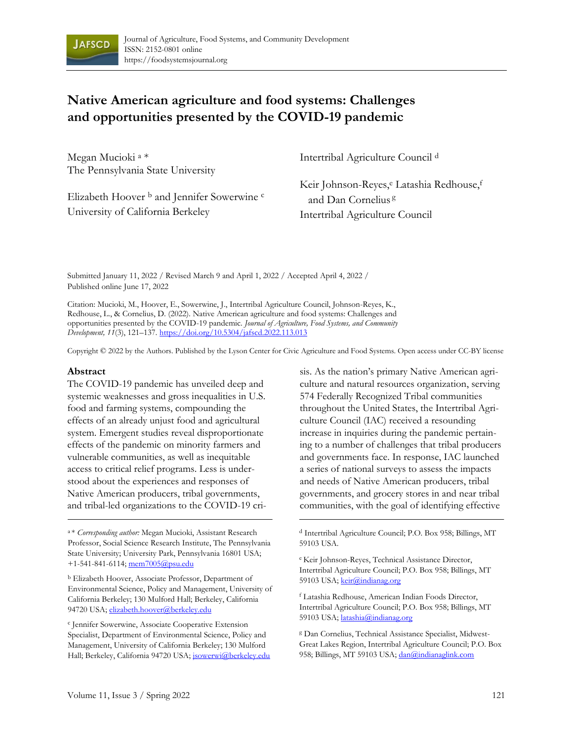# Native American agriculture and food systems: Challenges and opportunities presented by the COVID-19 pandemic

Megan Mucioki [a] *
The Pennsylvania State University

Elizabeth Hoover [b] and Jennifer Sowerwine [c]
University of California Berkeley

Intertribal Agriculture Council [d]

Keir Johnson-Reyes,[e] Latashia Redhouse,[f] and Dan Cornelius [g]
Intertribal Agriculture Council

Submitted January 11, 2022 / Revised March 9 and April 1, 2022 / Accepted April 4, 2022 / Published online June 17, 2022

Citation: Mucioki, M., Hoover, E., Sowerwine, J., Intertribal Agriculture Council, Johnson-Reyes, K., Redhouse, L., & Cornelius, D. (2022). Native American agriculture and food systems: Challenges and opportunities presented by the COVID-19 pandemic. *Journal of Agriculture, Food Systems, and Community Development, 11*(3), 121–137. https://doi.org/10.5304/jafscd.2022.113.013

Copyright © 2022 by the Authors. Published by the Lyson Center for Civic Agriculture and Food Systems. Open access under CC-BY license

## Abstract

The COVID-19 pandemic has unveiled deep and systemic weaknesses and gross inequalities in U.S. food and farming systems, compounding the effects of an already unjust food and agricultural system. Emergent studies reveal disproportionate effects of the pandemic on minority farmers and vulnerable communities, as well as inequitable access to critical relief programs. Less is understood about the experiences and responses of Native American producers, tribal governments, and tribal-led organizations to the COVID-19 crisis. As the nation's primary Native American agriculture and natural resources organization, serving 574 Federally Recognized Tribal communities throughout the United States, the Intertribal Agriculture Council (IAC) received a resounding increase in inquiries during the pandemic pertaining to a number of challenges that tribal producers and governments face. In response, IAC launched a series of national surveys to assess the impacts and needs of Native American producers, tribal governments, and grocery stores in and near tribal communities, with the goal of identifying effective

---

[a] * *Corresponding author:* Megan Mucioki, Assistant Research Professor, Social Science Research Institute, The Pennsylvania State University; University Park, Pennsylvania 16801 USA; +1-541-841-6114; mem7005@psu.edu

[b] Elizabeth Hoover, Associate Professor, Department of Environmental Science, Policy and Management, University of California Berkeley; 130 Mulford Hall; Berkeley, California 94720 USA; elizabeth.hoover@berkeley.edu

[c] Jennifer Sowerwine, Associate Cooperative Extension Specialist, Department of Environmental Science, Policy and Management, University of California Berkeley; 130 Mulford Hall; Berkeley, California 94720 USA; jsowerwi@berkeley.edu

[d] Intertribal Agriculture Council; P.O. Box 958; Billings, MT 59103 USA.

[e] Keir Johnson-Reyes, Technical Assistance Director, Intertribal Agriculture Council; P.O. Box 958; Billings, MT 59103 USA; keir@indianag.org

[f] Latashia Redhouse, American Indian Foods Director, Intertribal Agriculture Council; P.O. Box 958; Billings, MT 59103 USA; latashia@indianag.org

[g] Dan Cornelius, Technical Assistance Specialist, Midwest-Great Lakes Region, Intertribal Agriculture Council; P.O. Box 958; Billings, MT 59103 USA; dan@indianaglink.com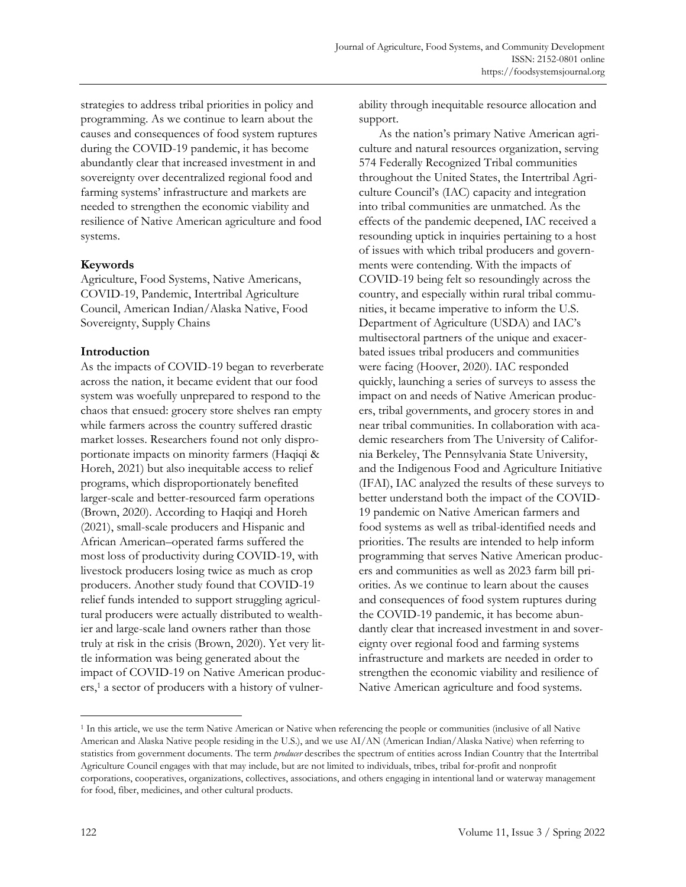strategies to address tribal priorities in policy and programming. As we continue to learn about the causes and consequences of food system ruptures during the COVID-19 pandemic, it has become abundantly clear that increased investment in and sovereignty over decentralized regional food and farming systems' infrastructure and markets are needed to strengthen the economic viability and resilience of Native American agriculture and food systems.

### Keywords

Agriculture, Food Systems, Native Americans, COVID-19, Pandemic, Intertribal Agriculture Council, American Indian/Alaska Native, Food Sovereignty, Supply Chains

## Introduction

As the impacts of COVID-19 began to reverberate across the nation, it became evident that our food system was woefully unprepared to respond to the chaos that ensued: grocery store shelves ran empty while farmers across the country suffered drastic market losses. Researchers found not only disproportionate impacts on minority farmers (Haqiqi & Horeh, 2021) but also inequitable access to relief programs, which disproportionately benefited larger-scale and better-resourced farm operations (Brown, 2020). According to Haqiqi and Horeh (2021), small-scale producers and Hispanic and African American–operated farms suffered the most loss of productivity during COVID-19, with livestock producers losing twice as much as crop producers. Another study found that COVID-19 relief funds intended to support struggling agricultural producers were actually distributed to wealthier and large-scale land owners rather than those truly at risk in the crisis (Brown, 2020). Yet very little information was being generated about the impact of COVID-19 on Native American producers,[1] a sector of producers with a history of vulnerability through inequitable resource allocation and support.

As the nation's primary Native American agriculture and natural resources organization, serving 574 Federally Recognized Tribal communities throughout the United States, the Intertribal Agriculture Council's (IAC) capacity and integration into tribal communities are unmatched. As the effects of the pandemic deepened, IAC received a resounding uptick in inquiries pertaining to a host of issues with which tribal producers and governments were contending. With the impacts of COVID-19 being felt so resoundingly across the country, and especially within rural tribal communities, it became imperative to inform the U.S. Department of Agriculture (USDA) and IAC's multisectoral partners of the unique and exacerbated issues tribal producers and communities were facing (Hoover, 2020). IAC responded quickly, launching a series of surveys to assess the impact on and needs of Native American producers, tribal governments, and grocery stores in and near tribal communities. In collaboration with academic researchers from The University of California Berkeley, The Pennsylvania State University, and the Indigenous Food and Agriculture Initiative (IFAI), IAC analyzed the results of these surveys to better understand both the impact of the COVID-19 pandemic on Native American farmers and food systems as well as tribal-identified needs and priorities. The results are intended to help inform programming that serves Native American producers and communities as well as 2023 farm bill priorities. As we continue to learn about the causes and consequences of food system ruptures during the COVID-19 pandemic, it has become abundantly clear that increased investment in and sovereignty over regional food and farming systems infrastructure and markets are needed in order to strengthen the economic viability and resilience of Native American agriculture and food systems.

[1] In this article, we use the term Native American or Native when referencing the people or communities (inclusive of all Native American and Alaska Native people residing in the U.S.), and we use AI/AN (American Indian/Alaska Native) when referring to statistics from government documents. The term *producer* describes the spectrum of entities across Indian Country that the Intertribal Agriculture Council engages with that may include, but are not limited to individuals, tribes, tribal for-profit and nonprofit corporations, cooperatives, organizations, collectives, associations, and others engaging in intentional land or waterway management for food, fiber, medicines, and other cultural products.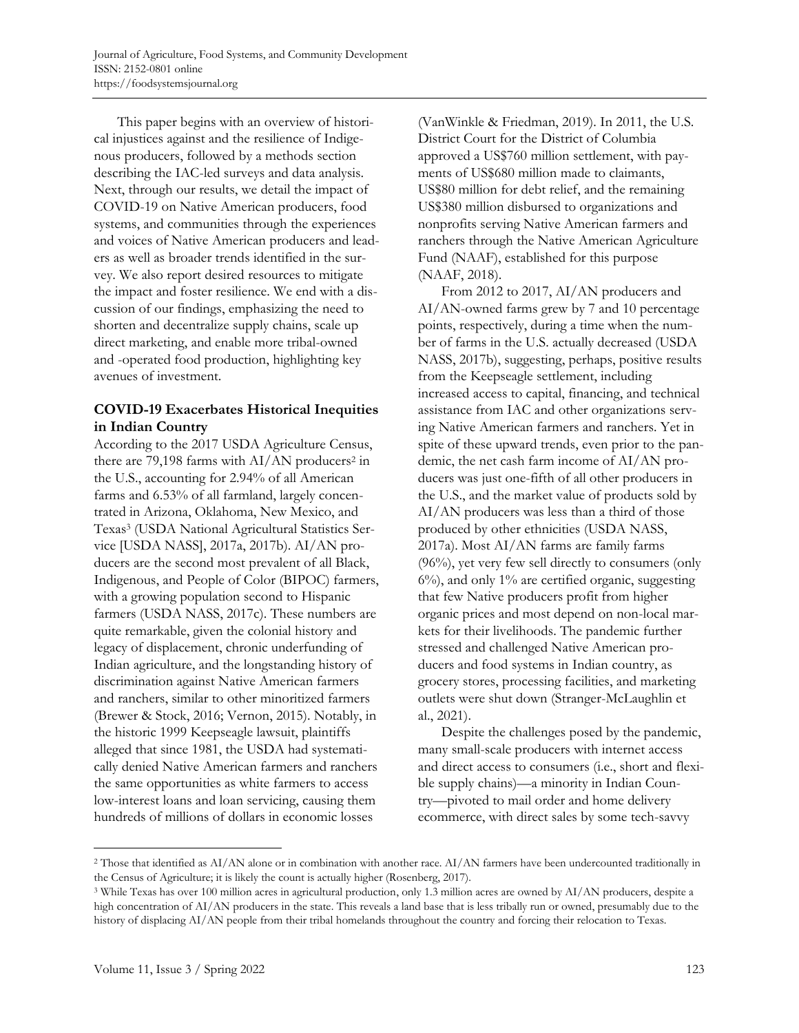This paper begins with an overview of historical injustices against and the resilience of Indigenous producers, followed by a methods section describing the IAC-led surveys and data analysis. Next, through our results, we detail the impact of COVID-19 on Native American producers, food systems, and communities through the experiences and voices of Native American producers and leaders as well as broader trends identified in the survey. We also report desired resources to mitigate the impact and foster resilience. We end with a discussion of our findings, emphasizing the need to shorten and decentralize supply chains, scale up direct marketing, and enable more tribal-owned and -operated food production, highlighting key avenues of investment.

## COVID-19 Exacerbates Historical Inequities in Indian Country

According to the 2017 USDA Agriculture Census, there are 79,198 farms with AI/AN producers[2] in the U.S., accounting for 2.94% of all American farms and 6.53% of all farmland, largely concentrated in Arizona, Oklahoma, New Mexico, and Texas[3] (USDA National Agricultural Statistics Service [USDA NASS], 2017a, 2017b). AI/AN producers are the second most prevalent of all Black, Indigenous, and People of Color (BIPOC) farmers, with a growing population second to Hispanic farmers (USDA NASS, 2017c). These numbers are quite remarkable, given the colonial history and legacy of displacement, chronic underfunding of Indian agriculture, and the longstanding history of discrimination against Native American farmers and ranchers, similar to other minoritized farmers (Brewer & Stock, 2016; Vernon, 2015). Notably, in the historic 1999 Keepseagle lawsuit, plaintiffs alleged that since 1981, the USDA had systematically denied Native American farmers and ranchers the same opportunities as white farmers to access low-interest loans and loan servicing, causing them hundreds of millions of dollars in economic losses (VanWinkle & Friedman, 2019). In 2011, the U.S. District Court for the District of Columbia approved a US$760 million settlement, with payments of US$680 million made to claimants, US$80 million for debt relief, and the remaining US$380 million disbursed to organizations and nonprofits serving Native American farmers and ranchers through the Native American Agriculture Fund (NAAF), established for this purpose (NAAF, 2018).

From 2012 to 2017, AI/AN producers and AI/AN-owned farms grew by 7 and 10 percentage points, respectively, during a time when the number of farms in the U.S. actually decreased (USDA NASS, 2017b), suggesting, perhaps, positive results from the Keepseagle settlement, including increased access to capital, financing, and technical assistance from IAC and other organizations serving Native American farmers and ranchers. Yet in spite of these upward trends, even prior to the pandemic, the net cash farm income of AI/AN producers was just one-fifth of all other producers in the U.S., and the market value of products sold by AI/AN producers was less than a third of those produced by other ethnicities (USDA NASS, 2017a). Most AI/AN farms are family farms (96%), yet very few sell directly to consumers (only 6%), and only 1% are certified organic, suggesting that few Native producers profit from higher organic prices and most depend on non-local markets for their livelihoods. The pandemic further stressed and challenged Native American producers and food systems in Indian country, as grocery stores, processing facilities, and marketing outlets were shut down (Stranger-McLaughlin et al., 2021).

Despite the challenges posed by the pandemic, many small-scale producers with internet access and direct access to consumers (i.e., short and flexible supply chains)—a minority in Indian Country—pivoted to mail order and home delivery ecommerce, with direct sales by some tech-savvy

---

[2] Those that identified as AI/AN alone or in combination with another race. AI/AN farmers have been undercounted traditionally in the Census of Agriculture; it is likely the count is actually higher (Rosenberg, 2017).

[3] While Texas has over 100 million acres in agricultural production, only 1.3 million acres are owned by AI/AN producers, despite a high concentration of AI/AN producers in the state. This reveals a land base that is less tribally run or owned, presumably due to the history of displacing AI/AN people from their tribal homelands throughout the country and forcing their relocation to Texas.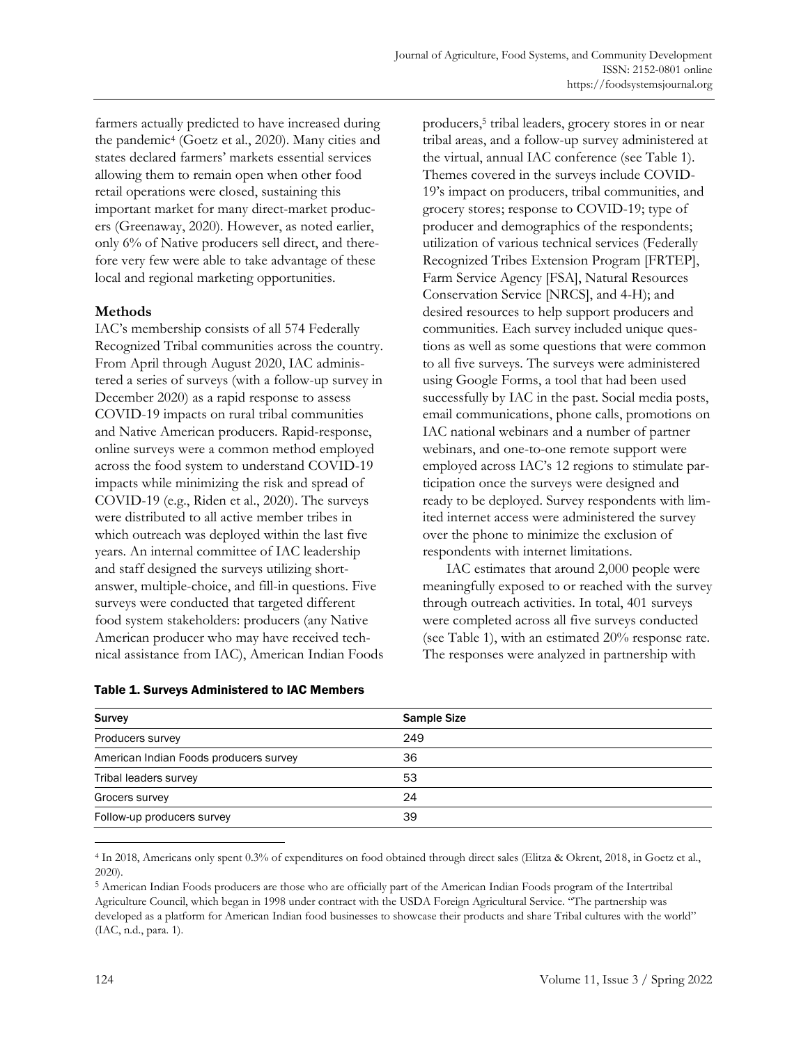farmers actually predicted to have increased during the pandemic[4] (Goetz et al., 2020). Many cities and states declared farmers' markets essential services allowing them to remain open when other food retail operations were closed, sustaining this important market for many direct-market producers (Greenaway, 2020). However, as noted earlier, only 6% of Native producers sell direct, and therefore very few were able to take advantage of these local and regional marketing opportunities.

## Methods

IAC's membership consists of all 574 Federally Recognized Tribal communities across the country. From April through August 2020, IAC administered a series of surveys (with a follow-up survey in December 2020) as a rapid response to assess COVID-19 impacts on rural tribal communities and Native American producers. Rapid-response, online surveys were a common method employed across the food system to understand COVID-19 impacts while minimizing the risk and spread of COVID-19 (e.g., Riden et al., 2020). The surveys were distributed to all active member tribes in which outreach was deployed within the last five years. An internal committee of IAC leadership and staff designed the surveys utilizing short-answer, multiple-choice, and fill-in questions. Five surveys were conducted that targeted different food system stakeholders: producers (any Native American producer who may have received technical assistance from IAC), American Indian Foods producers,[5] tribal leaders, grocery stores in or near tribal areas, and a follow-up survey administered at the virtual, annual IAC conference (see Table 1). Themes covered in the surveys include COVID-19's impact on producers, tribal communities, and grocery stores; response to COVID-19; type of producer and demographics of the respondents; utilization of various technical services (Federally Recognized Tribes Extension Program [FRTEP], Farm Service Agency [FSA], Natural Resources Conservation Service [NRCS], and 4-H); and desired resources to help support producers and communities. Each survey included unique questions as well as some questions that were common to all five surveys. The surveys were administered using Google Forms, a tool that had been used successfully by IAC in the past. Social media posts, email communications, phone calls, promotions on IAC national webinars and a number of partner webinars, and one-to-one remote support were employed across IAC's 12 regions to stimulate participation once the surveys were designed and ready to be deployed. Survey respondents with limited internet access were administered the survey over the phone to minimize the exclusion of respondents with internet limitations.

IAC estimates that around 2,000 people were meaningfully exposed to or reached with the survey through outreach activities. In total, 401 surveys were completed across all five surveys conducted (see Table 1), with an estimated 20% response rate. The responses were analyzed in partnership with

**Table 1. Surveys Administered to IAC Members**

| Survey | Sample Size |
|---|---|
| Producers survey | 249 |
| American Indian Foods producers survey | 36 |
| Tribal leaders survey | 53 |
| Grocers survey | 24 |
| Follow-up producers survey | 39 |

[4] In 2018, Americans only spent 0.3% of expenditures on food obtained through direct sales (Elitza & Okrent, 2018, in Goetz et al., 2020).

[5] American Indian Foods producers are those who are officially part of the American Indian Foods program of the Intertribal Agriculture Council, which began in 1998 under contract with the USDA Foreign Agricultural Service. "The partnership was developed as a platform for American Indian food businesses to showcase their products and share Tribal cultures with the world" (IAC, n.d., para. 1).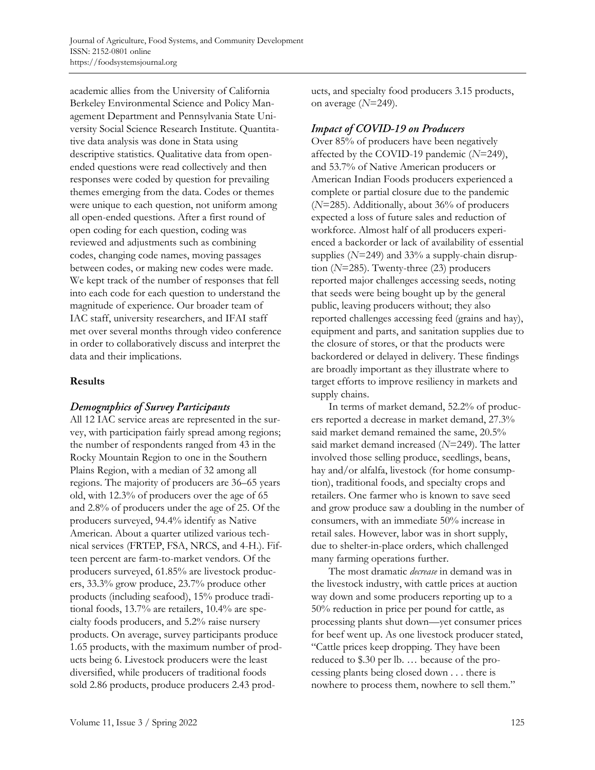academic allies from the University of California Berkeley Environmental Science and Policy Management Department and Pennsylvania State University Social Science Research Institute. Quantitative data analysis was done in Stata using descriptive statistics. Qualitative data from open-ended questions were read collectively and then responses were coded by question for prevailing themes emerging from the data. Codes or themes were unique to each question, not uniform among all open-ended questions. After a first round of open coding for each question, coding was reviewed and adjustments such as combining codes, changing code names, moving passages between codes, or making new codes were made. We kept track of the number of responses that fell into each code for each question to understand the magnitude of experience. Our broader team of IAC staff, university researchers, and IFAI staff met over several months through video conference in order to collaboratively discuss and interpret the data and their implications.

## Results

### *Demographics of Survey Participants*

All 12 IAC service areas are represented in the survey, with participation fairly spread among regions; the number of respondents ranged from 43 in the Rocky Mountain Region to one in the Southern Plains Region, with a median of 32 among all regions. The majority of producers are 36–65 years old, with 12.3% of producers over the age of 65 and 2.8% of producers under the age of 25. Of the producers surveyed, 94.4% identify as Native American. About a quarter utilized various technical services (FRTEP, FSA, NRCS, and 4-H.). Fifteen percent are farm-to-market vendors. Of the producers surveyed, 61.85% are livestock producers, 33.3% grow produce, 23.7% produce other products (including seafood), 15% produce traditional foods, 13.7% are retailers, 10.4% are specialty foods producers, and 5.2% raise nursery products. On average, survey participants produce 1.65 products, with the maximum number of products being 6. Livestock producers were the least diversified, while producers of traditional foods sold 2.86 products, produce producers 2.43 products, and specialty food producers 3.15 products, on average (*N*=249).

### *Impact of COVID-19 on Producers*

Over 85% of producers have been negatively affected by the COVID-19 pandemic (*N*=249), and 53.7% of Native American producers or American Indian Foods producers experienced a complete or partial closure due to the pandemic (*N*=285). Additionally, about 36% of producers expected a loss of future sales and reduction of workforce. Almost half of all producers experienced a backorder or lack of availability of essential supplies (*N*=249) and 33% a supply-chain disruption (*N*=285). Twenty-three (23) producers reported major challenges accessing seeds, noting that seeds were being bought up by the general public, leaving producers without; they also reported challenges accessing feed (grains and hay), equipment and parts, and sanitation supplies due to the closure of stores, or that the products were backordered or delayed in delivery. These findings are broadly important as they illustrate where to target efforts to improve resiliency in markets and supply chains.

In terms of market demand, 52.2% of producers reported a decrease in market demand, 27.3% said market demand remained the same, 20.5% said market demand increased (*N*=249). The latter involved those selling produce, seedlings, beans, hay and/or alfalfa, livestock (for home consumption), traditional foods, and specialty crops and retailers. One farmer who is known to save seed and grow produce saw a doubling in the number of consumers, with an immediate 50% increase in retail sales. However, labor was in short supply, due to shelter-in-place orders, which challenged many farming operations further.

The most dramatic *decrease* in demand was in the livestock industry, with cattle prices at auction way down and some producers reporting up to a 50% reduction in price per pound for cattle, as processing plants shut down—yet consumer prices for beef went up. As one livestock producer stated, "Cattle prices keep dropping. They have been reduced to $.30 per lb. … because of the processing plants being closed down . . . there is nowhere to process them, nowhere to sell them."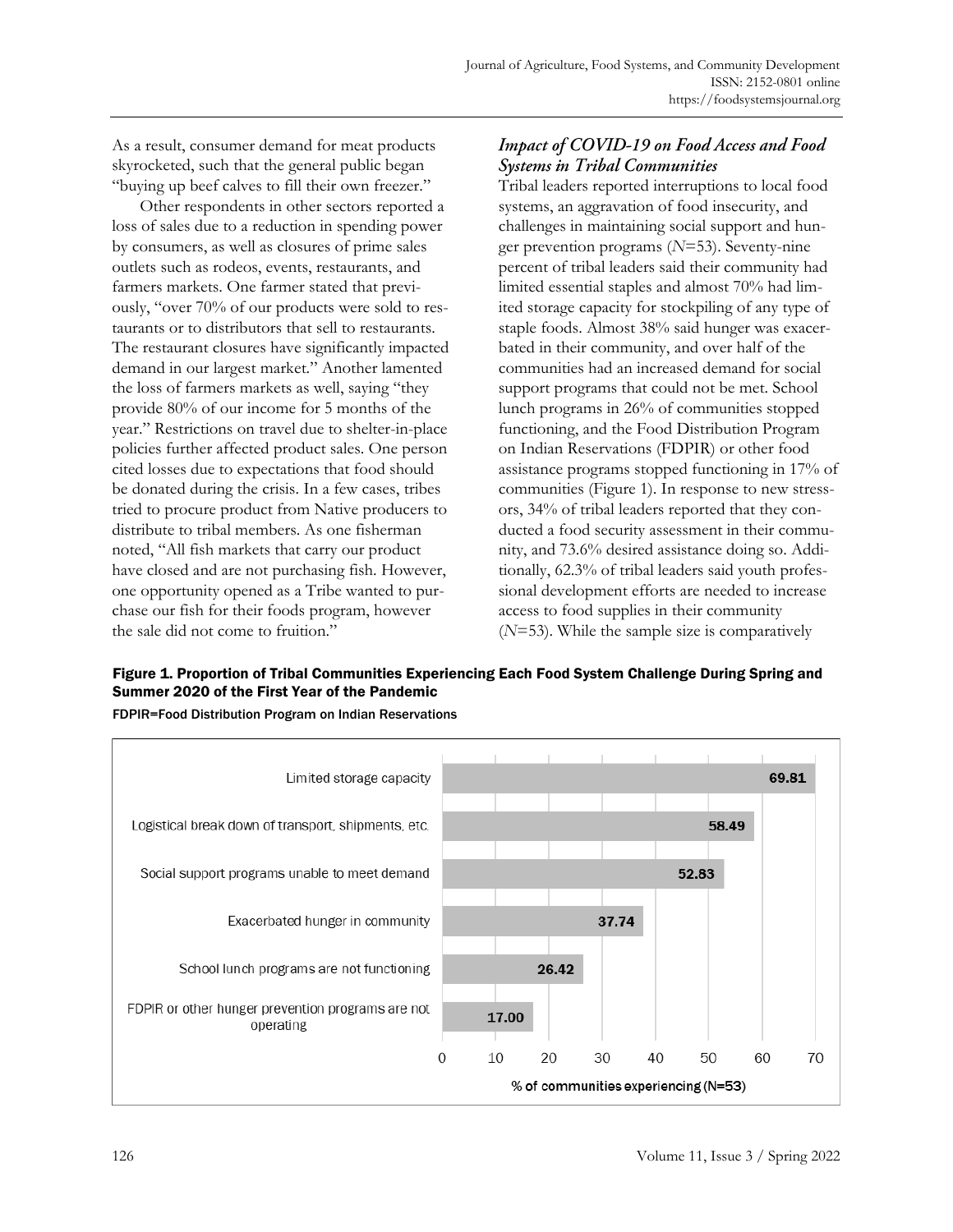As a result, consumer demand for meat products skyrocketed, such that the general public began "buying up beef calves to fill their own freezer."

Other respondents in other sectors reported a loss of sales due to a reduction in spending power by consumers, as well as closures of prime sales outlets such as rodeos, events, restaurants, and farmers markets. One farmer stated that previously, "over 70% of our products were sold to restaurants or to distributors that sell to restaurants. The restaurant closures have significantly impacted demand in our largest market." Another lamented the loss of farmers markets as well, saying "they provide 80% of our income for 5 months of the year." Restrictions on travel due to shelter-in-place policies further affected product sales. One person cited losses due to expectations that food should be donated during the crisis. In a few cases, tribes tried to procure product from Native producers to distribute to tribal members. As one fisherman noted, "All fish markets that carry our product have closed and are not purchasing fish. However, one opportunity opened as a Tribe wanted to purchase our fish for their foods program, however the sale did not come to fruition."

### *Impact of COVID-19 on Food Access and Food Systems in Tribal Communities*

Tribal leaders reported interruptions to local food systems, an aggravation of food insecurity, and challenges in maintaining social support and hunger prevention programs ($N$=53). Seventy-nine percent of tribal leaders said their community had limited essential staples and almost 70% had limited storage capacity for stockpiling of any type of staple foods. Almost 38% said hunger was exacerbated in their community, and over half of the communities had an increased demand for social support programs that could not be met. School lunch programs in 26% of communities stopped functioning, and the Food Distribution Program on Indian Reservations (FDPIR) or other food assistance programs stopped functioning in 17% of communities (Figure 1). In response to new stressors, 34% of tribal leaders reported that they conducted a food security assessment in their community, and 73.6% desired assistance doing so. Additionally, 62.3% of tribal leaders said youth professional development efforts are needed to increase access to food supplies in their community ($N$=53). While the sample size is comparatively

**Figure 1. Proportion of Tribal Communities Experiencing Each Food System Challenge During Spring and Summer 2020 of the First Year of the Pandemic**

FDPIR=Food Distribution Program on Indian Reservations

| Challenge | % of communities experiencing (N=53) |
|---|---|
| Limited storage capacity | 69.81 |
| Logistical break down of transport, shipments, etc. | 58.49 |
| Social support programs unable to meet demand | 52.83 |
| Exacerbated hunger in community | 37.74 |
| School lunch programs are not functioning | 26.42 |
| FDPIR or other hunger prevention programs are not operating | 17.00 |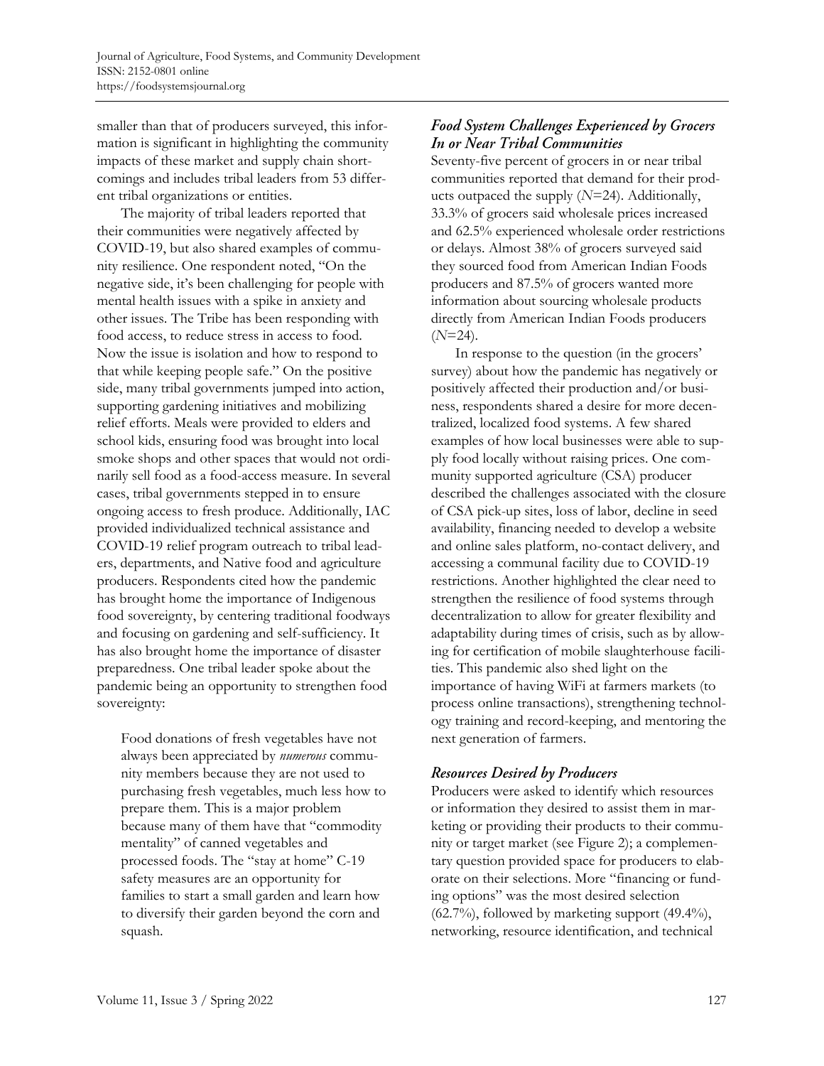smaller than that of producers surveyed, this information is significant in highlighting the community impacts of these market and supply chain shortcomings and includes tribal leaders from 53 different tribal organizations or entities.

The majority of tribal leaders reported that their communities were negatively affected by COVID-19, but also shared examples of community resilience. One respondent noted, "On the negative side, it's been challenging for people with mental health issues with a spike in anxiety and other issues. The Tribe has been responding with food access, to reduce stress in access to food. Now the issue is isolation and how to respond to that while keeping people safe." On the positive side, many tribal governments jumped into action, supporting gardening initiatives and mobilizing relief efforts. Meals were provided to elders and school kids, ensuring food was brought into local smoke shops and other spaces that would not ordinarily sell food as a food-access measure. In several cases, tribal governments stepped in to ensure ongoing access to fresh produce. Additionally, IAC provided individualized technical assistance and COVID-19 relief program outreach to tribal leaders, departments, and Native food and agriculture producers. Respondents cited how the pandemic has brought home the importance of Indigenous food sovereignty, by centering traditional foodways and focusing on gardening and self-sufficiency. It has also brought home the importance of disaster preparedness. One tribal leader spoke about the pandemic being an opportunity to strengthen food sovereignty:

> Food donations of fresh vegetables have not always been appreciated by *numerous* community members because they are not used to purchasing fresh vegetables, much less how to prepare them. This is a major problem because many of them have that "commodity mentality" of canned vegetables and processed foods. The "stay at home" C-19 safety measures are an opportunity for families to start a small garden and learn how to diversify their garden beyond the corn and squash.

### *Food System Challenges Experienced by Grocers In or Near Tribal Communities*

Seventy-five percent of grocers in or near tribal communities reported that demand for their products outpaced the supply (*N*=24). Additionally, 33.3% of grocers said wholesale prices increased and 62.5% experienced wholesale order restrictions or delays. Almost 38% of grocers surveyed said they sourced food from American Indian Foods producers and 87.5% of grocers wanted more information about sourcing wholesale products directly from American Indian Foods producers (*N*=24).

In response to the question (in the grocers' survey) about how the pandemic has negatively or positively affected their production and/or business, respondents shared a desire for more decentralized, localized food systems. A few shared examples of how local businesses were able to supply food locally without raising prices. One community supported agriculture (CSA) producer described the challenges associated with the closure of CSA pick-up sites, loss of labor, decline in seed availability, financing needed to develop a website and online sales platform, no-contact delivery, and accessing a communal facility due to COVID-19 restrictions. Another highlighted the clear need to strengthen the resilience of food systems through decentralization to allow for greater flexibility and adaptability during times of crisis, such as by allowing for certification of mobile slaughterhouse facilities. This pandemic also shed light on the importance of having WiFi at farmers markets (to process online transactions), strengthening technology training and record-keeping, and mentoring the next generation of farmers.

### *Resources Desired by Producers*

Producers were asked to identify which resources or information they desired to assist them in marketing or providing their products to their community or target market (see Figure 2); a complementary question provided space for producers to elaborate on their selections. More "financing or funding options" was the most desired selection (62.7%), followed by marketing support (49.4%), networking, resource identification, and technical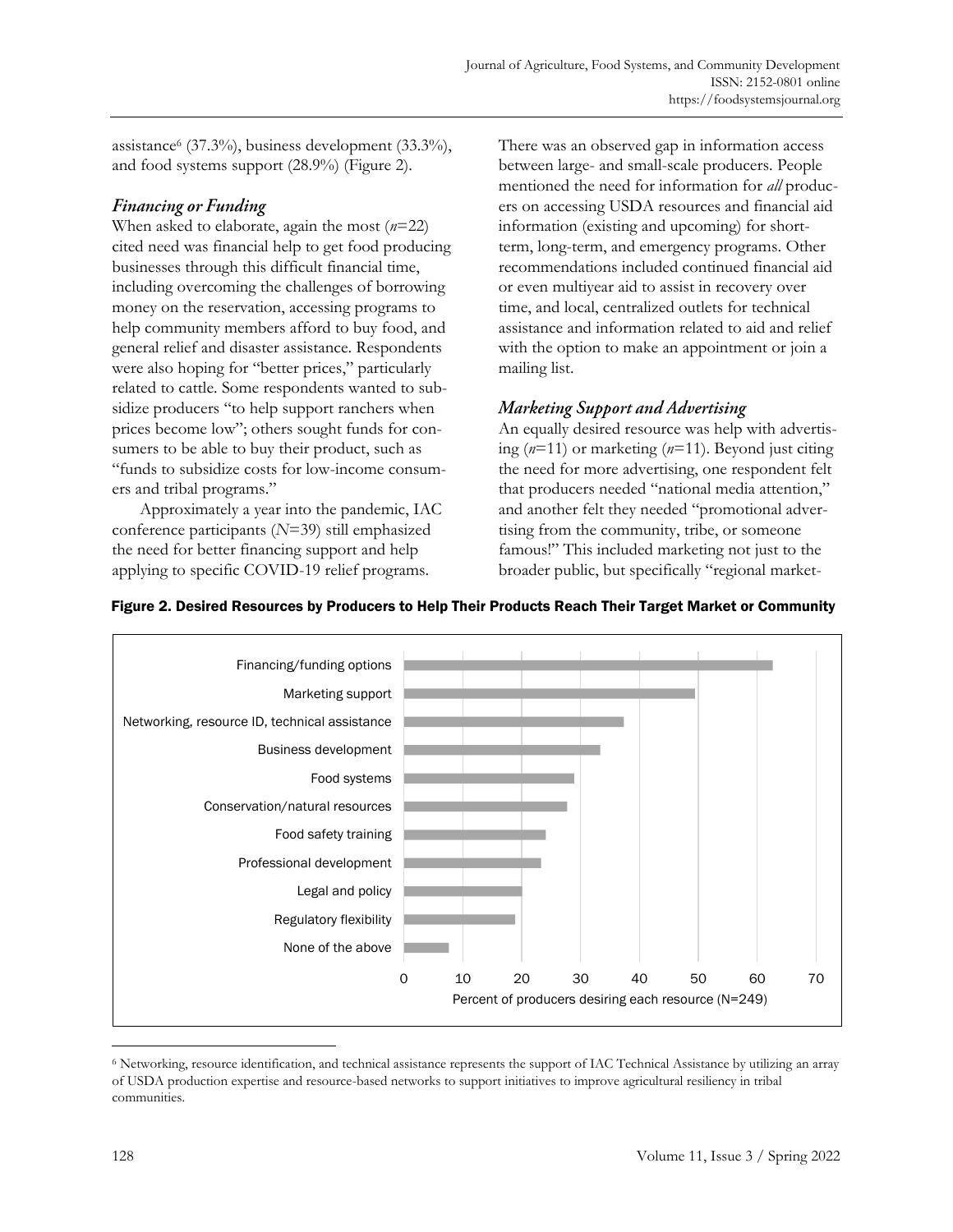assistance[6] (37.3%), business development (33.3%), and food systems support (28.9%) (Figure 2).

### *Financing or Funding*

When asked to elaborate, again the most ($n$=22) cited need was financial help to get food producing businesses through this difficult financial time, including overcoming the challenges of borrowing money on the reservation, accessing programs to help community members afford to buy food, and general relief and disaster assistance. Respondents were also hoping for "better prices," particularly related to cattle. Some respondents wanted to subsidize producers "to help support ranchers when prices become low"; others sought funds for consumers to be able to buy their product, such as "funds to subsidize costs for low-income consumers and tribal programs."

Approximately a year into the pandemic, IAC conference participants ($N$=39) still emphasized the need for better financing support and help applying to specific COVID-19 relief programs. There was an observed gap in information access between large- and small-scale producers. People mentioned the need for information for *all* producers on accessing USDA resources and financial aid information (existing and upcoming) for short-term, long-term, and emergency programs. Other recommendations included continued financial aid or even multiyear aid to assist in recovery over time, and local, centralized outlets for technical assistance and information related to aid and relief with the option to make an appointment or join a mailing list.

### *Marketing Support and Advertising*

An equally desired resource was help with advertising ($n$=11) or marketing ($n$=11). Beyond just citing the need for more advertising, one respondent felt that producers needed "national media attention," and another felt they needed "promotional advertising from the community, tribe, or someone famous!" This included marketing not just to the broader public, but specifically "regional market-

**Figure 2. Desired Resources by Producers to Help Their Products Reach Their Target Market or Community**

---

[6] Networking, resource identification, and technical assistance represents the support of IAC Technical Assistance by utilizing an array of USDA production expertise and resource-based networks to support initiatives to improve agricultural resiliency in tribal communities.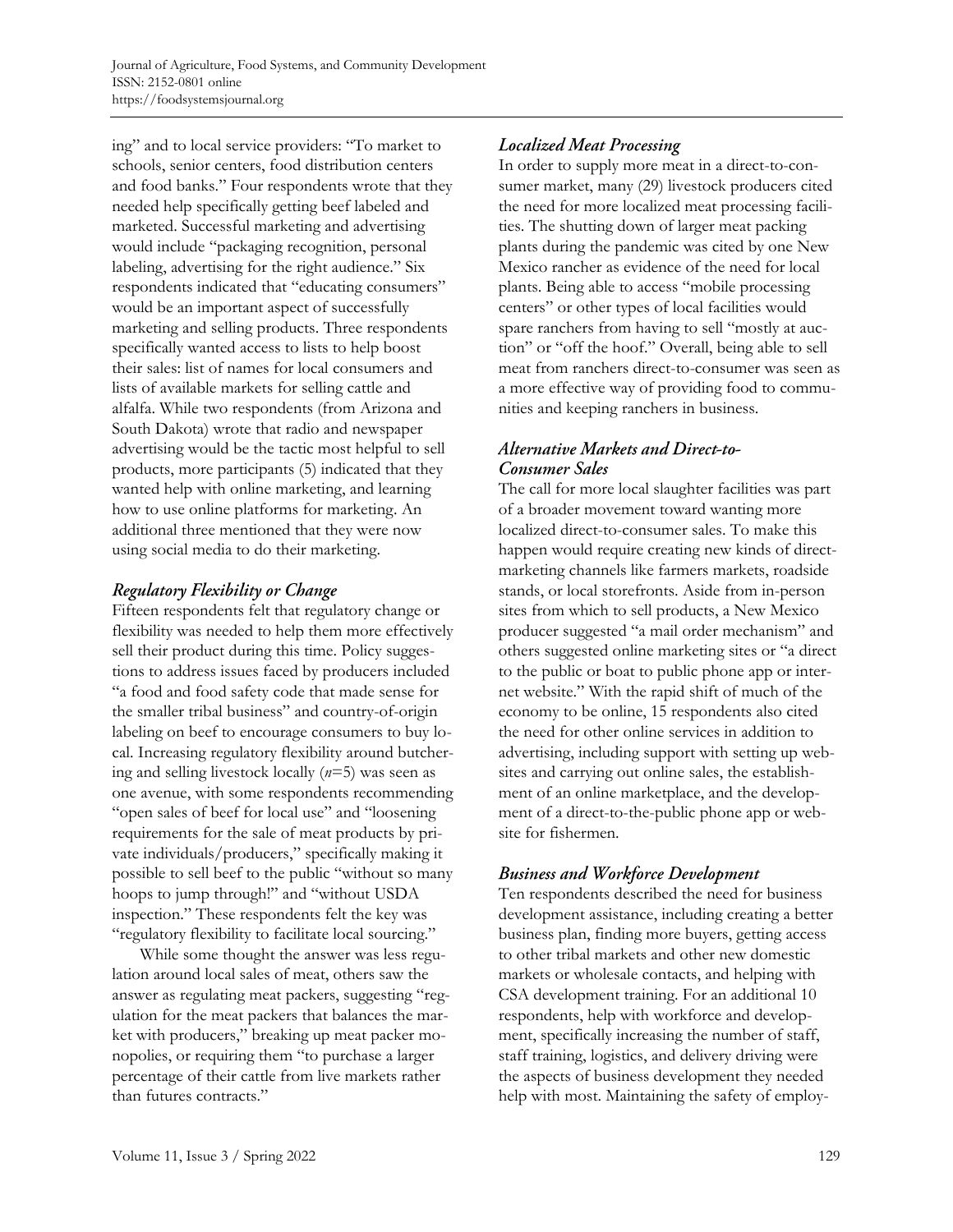ing" and to local service providers: "To market to schools, senior centers, food distribution centers and food banks." Four respondents wrote that they needed help specifically getting beef labeled and marketed. Successful marketing and advertising would include "packaging recognition, personal labeling, advertising for the right audience." Six respondents indicated that "educating consumers" would be an important aspect of successfully marketing and selling products. Three respondents specifically wanted access to lists to help boost their sales: list of names for local consumers and lists of available markets for selling cattle and alfalfa. While two respondents (from Arizona and South Dakota) wrote that radio and newspaper advertising would be the tactic most helpful to sell products, more participants (5) indicated that they wanted help with online marketing, and learning how to use online platforms for marketing. An additional three mentioned that they were now using social media to do their marketing.

### *Regulatory Flexibility or Change*

Fifteen respondents felt that regulatory change or flexibility was needed to help them more effectively sell their product during this time. Policy suggestions to address issues faced by producers included "a food and food safety code that made sense for the smaller tribal business" and country-of-origin labeling on beef to encourage consumers to buy local. Increasing regulatory flexibility around butchering and selling livestock locally (*n*=5) was seen as one avenue, with some respondents recommending "open sales of beef for local use" and "loosening requirements for the sale of meat products by private individuals/producers," specifically making it possible to sell beef to the public "without so many hoops to jump through!" and "without USDA inspection." These respondents felt the key was "regulatory flexibility to facilitate local sourcing."

While some thought the answer was less regulation around local sales of meat, others saw the answer as regulating meat packers, suggesting "regulation for the meat packers that balances the market with producers," breaking up meat packer monopolies, or requiring them "to purchase a larger percentage of their cattle from live markets rather than futures contracts."

### *Localized Meat Processing*

In order to supply more meat in a direct-to-consumer market, many (29) livestock producers cited the need for more localized meat processing facilities. The shutting down of larger meat packing plants during the pandemic was cited by one New Mexico rancher as evidence of the need for local plants. Being able to access "mobile processing centers" or other types of local facilities would spare ranchers from having to sell "mostly at auction" or "off the hoof." Overall, being able to sell meat from ranchers direct-to-consumer was seen as a more effective way of providing food to communities and keeping ranchers in business.

### *Alternative Markets and Direct-to-Consumer Sales*

The call for more local slaughter facilities was part of a broader movement toward wanting more localized direct-to-consumer sales. To make this happen would require creating new kinds of direct-marketing channels like farmers markets, roadside stands, or local storefronts. Aside from in-person sites from which to sell products, a New Mexico producer suggested "a mail order mechanism" and others suggested online marketing sites or "a direct to the public or boat to public phone app or internet website." With the rapid shift of much of the economy to be online, 15 respondents also cited the need for other online services in addition to advertising, including support with setting up websites and carrying out online sales, the establishment of an online marketplace, and the development of a direct-to-the-public phone app or website for fishermen.

### *Business and Workforce Development*

Ten respondents described the need for business development assistance, including creating a better business plan, finding more buyers, getting access to other tribal markets and other new domestic markets or wholesale contacts, and helping with CSA development training. For an additional 10 respondents, help with workforce and development, specifically increasing the number of staff, staff training, logistics, and delivery driving were the aspects of business development they needed help with most. Maintaining the safety of employ-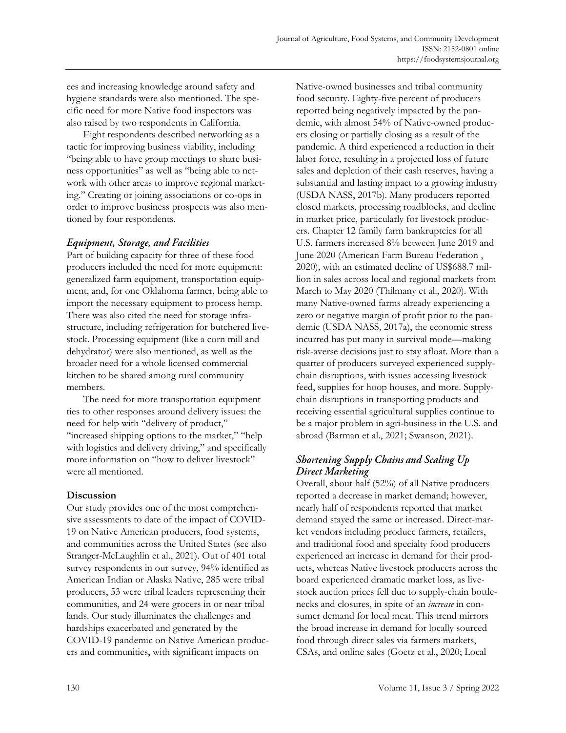ees and increasing knowledge around safety and hygiene standards were also mentioned. The specific need for more Native food inspectors was also raised by two respondents in California.

Eight respondents described networking as a tactic for improving business viability, including "being able to have group meetings to share business opportunities" as well as "being able to network with other areas to improve regional marketing." Creating or joining associations or co-ops in order to improve business prospects was also mentioned by four respondents.

### *Equipment, Storage, and Facilities*

Part of building capacity for three of these food producers included the need for more equipment: generalized farm equipment, transportation equipment, and, for one Oklahoma farmer, being able to import the necessary equipment to process hemp. There was also cited the need for storage infrastructure, including refrigeration for butchered livestock. Processing equipment (like a corn mill and dehydrator) were also mentioned, as well as the broader need for a whole licensed commercial kitchen to be shared among rural community members.

The need for more transportation equipment ties to other responses around delivery issues: the need for help with "delivery of product," "increased shipping options to the market," "help with logistics and delivery driving," and specifically more information on "how to deliver livestock" were all mentioned.

## Discussion

Our study provides one of the most comprehensive assessments to date of the impact of COVID-19 on Native American producers, food systems, and communities across the United States (see also Stranger-McLaughlin et al., 2021). Out of 401 total survey respondents in our survey, 94% identified as American Indian or Alaska Native, 285 were tribal producers, 53 were tribal leaders representing their communities, and 24 were grocers in or near tribal lands. Our study illuminates the challenges and hardships exacerbated and generated by the COVID-19 pandemic on Native American producers and communities, with significant impacts on Native-owned businesses and tribal community food security. Eighty-five percent of producers reported being negatively impacted by the pandemic, with almost 54% of Native-owned producers closing or partially closing as a result of the pandemic. A third experienced a reduction in their labor force, resulting in a projected loss of future sales and depletion of their cash reserves, having a substantial and lasting impact to a growing industry (USDA NASS, 2017b). Many producers reported closed markets, processing roadblocks, and decline in market price, particularly for livestock producers. Chapter 12 family farm bankruptcies for all U.S. farmers increased 8% between June 2019 and June 2020 (American Farm Bureau Federation , 2020), with an estimated decline of US$688.7 million in sales across local and regional markets from March to May 2020 (Thilmany et al., 2020). With many Native-owned farms already experiencing a zero or negative margin of profit prior to the pandemic (USDA NASS, 2017a), the economic stress incurred has put many in survival mode—making risk-averse decisions just to stay afloat. More than a quarter of producers surveyed experienced supply-chain disruptions, with issues accessing livestock feed, supplies for hoop houses, and more. Supply-chain disruptions in transporting products and receiving essential agricultural supplies continue to be a major problem in agri-business in the U.S. and abroad (Barman et al., 2021; Swanson, 2021).

### *Shortening Supply Chains and Scaling Up Direct Marketing*

Overall, about half (52%) of all Native producers reported a decrease in market demand; however, nearly half of respondents reported that market demand stayed the same or increased. Direct-market vendors including produce farmers, retailers, and traditional food and specialty food producers experienced an increase in demand for their products, whereas Native livestock producers across the board experienced dramatic market loss, as livestock auction prices fell due to supply-chain bottlenecks and closures, in spite of an *increase* in consumer demand for local meat. This trend mirrors the broad increase in demand for locally sourced food through direct sales via farmers markets, CSAs, and online sales (Goetz et al., 2020; Local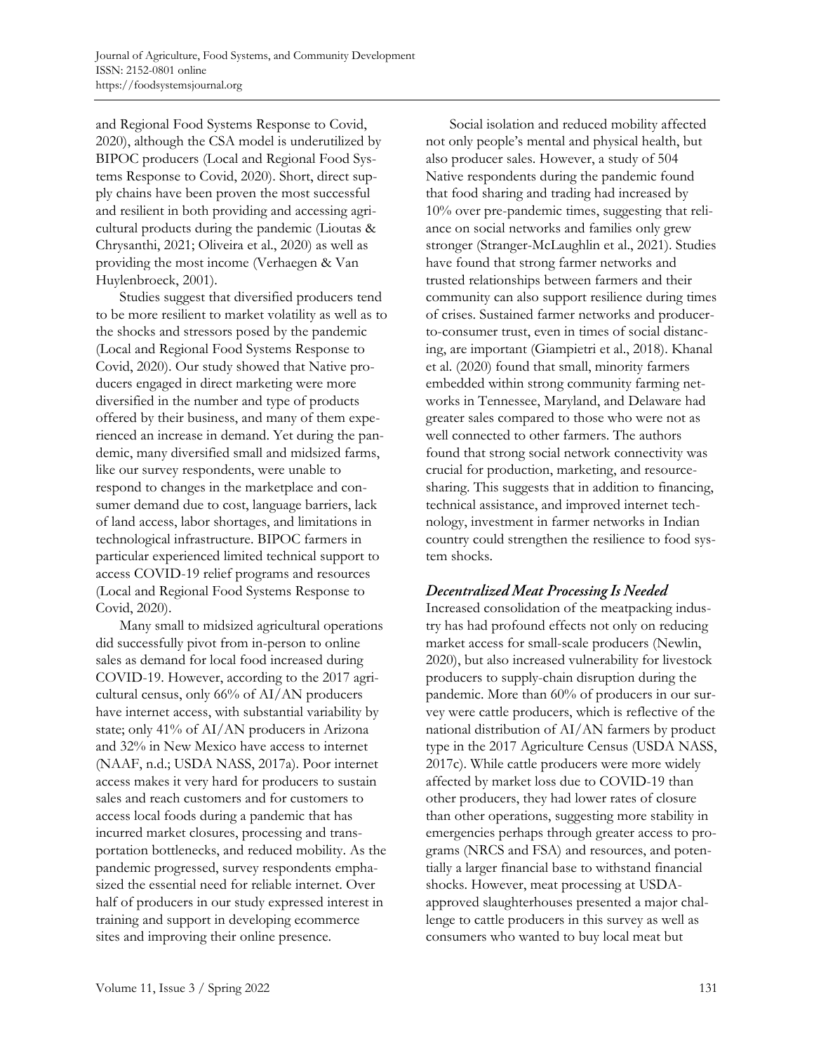and Regional Food Systems Response to Covid, 2020), although the CSA model is underutilized by BIPOC producers (Local and Regional Food Systems Response to Covid, 2020). Short, direct supply chains have been proven the most successful and resilient in both providing and accessing agricultural products during the pandemic (Lioutas & Chrysanthi, 2021; Oliveira et al., 2020) as well as providing the most income (Verhaegen & Van Huylenbroeck, 2001).

Studies suggest that diversified producers tend to be more resilient to market volatility as well as to the shocks and stressors posed by the pandemic (Local and Regional Food Systems Response to Covid, 2020). Our study showed that Native producers engaged in direct marketing were more diversified in the number and type of products offered by their business, and many of them experienced an increase in demand. Yet during the pandemic, many diversified small and midsized farms, like our survey respondents, were unable to respond to changes in the marketplace and consumer demand due to cost, language barriers, lack of land access, labor shortages, and limitations in technological infrastructure. BIPOC farmers in particular experienced limited technical support to access COVID-19 relief programs and resources (Local and Regional Food Systems Response to Covid, 2020).

Many small to midsized agricultural operations did successfully pivot from in-person to online sales as demand for local food increased during COVID-19. However, according to the 2017 agricultural census, only 66% of AI/AN producers have internet access, with substantial variability by state; only 41% of AI/AN producers in Arizona and 32% in New Mexico have access to internet (NAAF, n.d.; USDA NASS, 2017a). Poor internet access makes it very hard for producers to sustain sales and reach customers and for customers to access local foods during a pandemic that has incurred market closures, processing and transportation bottlenecks, and reduced mobility. As the pandemic progressed, survey respondents emphasized the essential need for reliable internet. Over half of producers in our study expressed interest in training and support in developing ecommerce sites and improving their online presence.

Social isolation and reduced mobility affected not only people's mental and physical health, but also producer sales. However, a study of 504 Native respondents during the pandemic found that food sharing and trading had increased by 10% over pre-pandemic times, suggesting that reliance on social networks and families only grew stronger (Stranger-McLaughlin et al., 2021). Studies have found that strong farmer networks and trusted relationships between farmers and their community can also support resilience during times of crises. Sustained farmer networks and producer-to-consumer trust, even in times of social distancing, are important (Giampietri et al., 2018). Khanal et al. (2020) found that small, minority farmers embedded within strong community farming networks in Tennessee, Maryland, and Delaware had greater sales compared to those who were not as well connected to other farmers. The authors found that strong social network connectivity was crucial for production, marketing, and resource-sharing. This suggests that in addition to financing, technical assistance, and improved internet technology, investment in farmer networks in Indian country could strengthen the resilience to food system shocks.

### *Decentralized Meat Processing Is Needed*

Increased consolidation of the meatpacking industry has had profound effects not only on reducing market access for small-scale producers (Newlin, 2020), but also increased vulnerability for livestock producers to supply-chain disruption during the pandemic. More than 60% of producers in our survey were cattle producers, which is reflective of the national distribution of AI/AN farmers by product type in the 2017 Agriculture Census (USDA NASS, 2017c). While cattle producers were more widely affected by market loss due to COVID-19 than other producers, they had lower rates of closure than other operations, suggesting more stability in emergencies perhaps through greater access to programs (NRCS and FSA) and resources, and potentially a larger financial base to withstand financial shocks. However, meat processing at USDA-approved slaughterhouses presented a major challenge to cattle producers in this survey as well as consumers who wanted to buy local meat but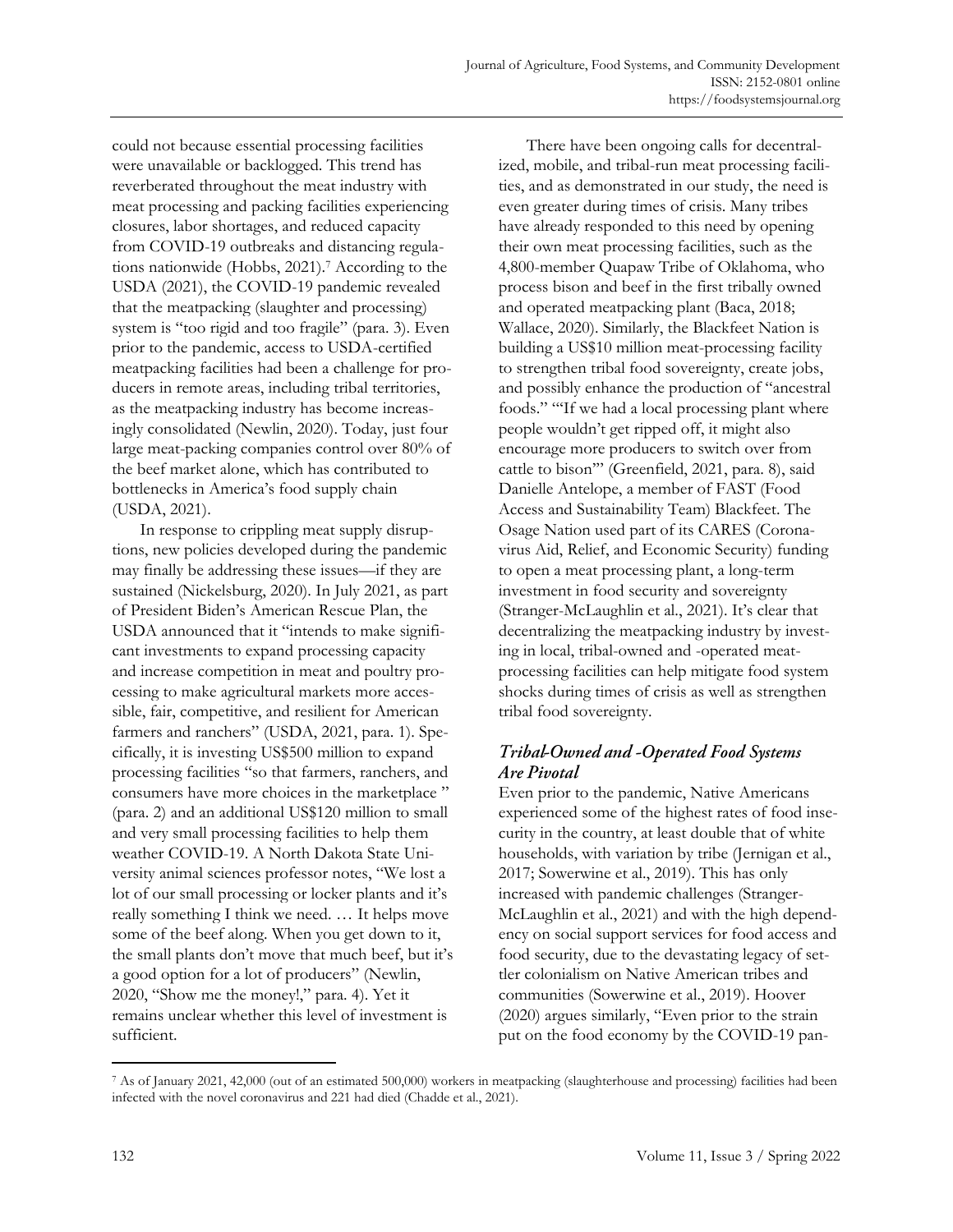could not because essential processing facilities were unavailable or backlogged. This trend has reverberated throughout the meat industry with meat processing and packing facilities experiencing closures, labor shortages, and reduced capacity from COVID-19 outbreaks and distancing regulations nationwide (Hobbs, 2021).[7] According to the USDA (2021), the COVID-19 pandemic revealed that the meatpacking (slaughter and processing) system is "too rigid and too fragile" (para. 3). Even prior to the pandemic, access to USDA-certified meatpacking facilities had been a challenge for producers in remote areas, including tribal territories, as the meatpacking industry has become increasingly consolidated (Newlin, 2020). Today, just four large meat-packing companies control over 80% of the beef market alone, which has contributed to bottlenecks in America's food supply chain (USDA, 2021).

In response to crippling meat supply disruptions, new policies developed during the pandemic may finally be addressing these issues—if they are sustained (Nickelsburg, 2020). In July 2021, as part of President Biden's American Rescue Plan, the USDA announced that it "intends to make significant investments to expand processing capacity and increase competition in meat and poultry processing to make agricultural markets more accessible, fair, competitive, and resilient for American farmers and ranchers" (USDA, 2021, para. 1). Specifically, it is investing US$500 million to expand processing facilities "so that farmers, ranchers, and consumers have more choices in the marketplace " (para. 2) and an additional US$120 million to small and very small processing facilities to help them weather COVID-19. A North Dakota State University animal sciences professor notes, "We lost a lot of our small processing or locker plants and it's really something I think we need. … It helps move some of the beef along. When you get down to it, the small plants don't move that much beef, but it's a good option for a lot of producers" (Newlin, 2020, "Show me the money!," para. 4). Yet it remains unclear whether this level of investment is sufficient.

There have been ongoing calls for decentralized, mobile, and tribal-run meat processing facilities, and as demonstrated in our study, the need is even greater during times of crisis. Many tribes have already responded to this need by opening their own meat processing facilities, such as the 4,800-member Quapaw Tribe of Oklahoma, who process bison and beef in the first tribally owned and operated meatpacking plant (Baca, 2018; Wallace, 2020). Similarly, the Blackfeet Nation is building a US$10 million meat-processing facility to strengthen tribal food sovereignty, create jobs, and possibly enhance the production of "ancestral foods." "'If we had a local processing plant where people wouldn't get ripped off, it might also encourage more producers to switch over from cattle to bison'" (Greenfield, 2021, para. 8), said Danielle Antelope, a member of FAST (Food Access and Sustainability Team) Blackfeet. The Osage Nation used part of its CARES (Coronavirus Aid, Relief, and Economic Security) funding to open a meat processing plant, a long-term investment in food security and sovereignty (Stranger-McLaughlin et al., 2021). It's clear that decentralizing the meatpacking industry by investing in local, tribal-owned and -operated meat-processing facilities can help mitigate food system shocks during times of crisis as well as strengthen tribal food sovereignty.

### *Tribal-Owned and -Operated Food Systems Are Pivotal*

Even prior to the pandemic, Native Americans experienced some of the highest rates of food insecurity in the country, at least double that of white households, with variation by tribe (Jernigan et al., 2017; Sowerwine et al., 2019). This has only increased with pandemic challenges (Stranger-McLaughlin et al., 2021) and with the high dependency on social support services for food access and food security, due to the devastating legacy of settler colonialism on Native American tribes and communities (Sowerwine et al., 2019). Hoover (2020) argues similarly, "Even prior to the strain put on the food economy by the COVID-19 pan-

[7] As of January 2021, 42,000 (out of an estimated 500,000) workers in meatpacking (slaughterhouse and processing) facilities had been infected with the novel coronavirus and 221 had died (Chadde et al., 2021).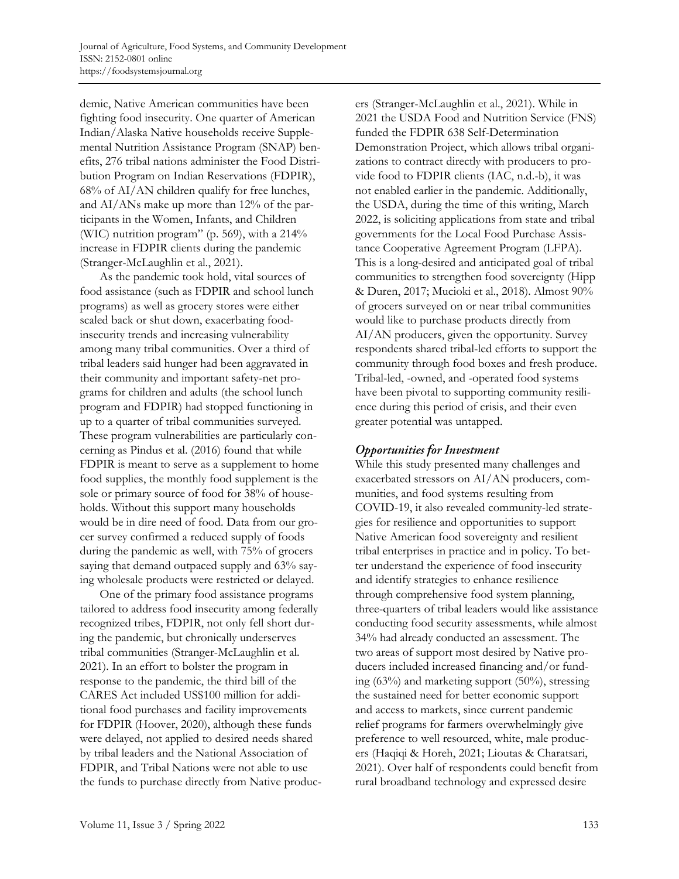demic, Native American communities have been fighting food insecurity. One quarter of American Indian/Alaska Native households receive Supplemental Nutrition Assistance Program (SNAP) benefits, 276 tribal nations administer the Food Distribution Program on Indian Reservations (FDPIR), 68% of AI/AN children qualify for free lunches, and AI/ANs make up more than 12% of the participants in the Women, Infants, and Children (WIC) nutrition program" (p. 569), with a 214% increase in FDPIR clients during the pandemic (Stranger-McLaughlin et al., 2021).

As the pandemic took hold, vital sources of food assistance (such as FDPIR and school lunch programs) as well as grocery stores were either scaled back or shut down, exacerbating food-insecurity trends and increasing vulnerability among many tribal communities. Over a third of tribal leaders said hunger had been aggravated in their community and important safety-net programs for children and adults (the school lunch program and FDPIR) had stopped functioning in up to a quarter of tribal communities surveyed. These program vulnerabilities are particularly concerning as Pindus et al. (2016) found that while FDPIR is meant to serve as a supplement to home food supplies, the monthly food supplement is the sole or primary source of food for 38% of households. Without this support many households would be in dire need of food. Data from our grocer survey confirmed a reduced supply of foods during the pandemic as well, with 75% of grocers saying that demand outpaced supply and 63% saying wholesale products were restricted or delayed.

One of the primary food assistance programs tailored to address food insecurity among federally recognized tribes, FDPIR, not only fell short during the pandemic, but chronically underserves tribal communities (Stranger-McLaughlin et al. 2021). In an effort to bolster the program in response to the pandemic, the third bill of the CARES Act included US$100 million for additional food purchases and facility improvements for FDPIR (Hoover, 2020), although these funds were delayed, not applied to desired needs shared by tribal leaders and the National Association of FDPIR, and Tribal Nations were not able to use the funds to purchase directly from Native producers (Stranger-McLaughlin et al., 2021). While in 2021 the USDA Food and Nutrition Service (FNS) funded the FDPIR 638 Self-Determination Demonstration Project, which allows tribal organizations to contract directly with producers to provide food to FDPIR clients (IAC, n.d.-b), it was not enabled earlier in the pandemic. Additionally, the USDA, during the time of this writing, March 2022, is soliciting applications from state and tribal governments for the Local Food Purchase Assistance Cooperative Agreement Program (LFPA). This is a long-desired and anticipated goal of tribal communities to strengthen food sovereignty (Hipp & Duren, 2017; Mucioki et al., 2018). Almost 90% of grocers surveyed on or near tribal communities would like to purchase products directly from AI/AN producers, given the opportunity. Survey respondents shared tribal-led efforts to support the community through food boxes and fresh produce. Tribal-led, -owned, and -operated food systems have been pivotal to supporting community resilience during this period of crisis, and their even greater potential was untapped.

### *Opportunities for Investment*

While this study presented many challenges and exacerbated stressors on AI/AN producers, communities, and food systems resulting from COVID-19, it also revealed community-led strategies for resilience and opportunities to support Native American food sovereignty and resilient tribal enterprises in practice and in policy. To better understand the experience of food insecurity and identify strategies to enhance resilience through comprehensive food system planning, three-quarters of tribal leaders would like assistance conducting food security assessments, while almost 34% had already conducted an assessment. The two areas of support most desired by Native producers included increased financing and/or funding (63%) and marketing support (50%), stressing the sustained need for better economic support and access to markets, since current pandemic relief programs for farmers overwhelmingly give preference to well resourced, white, male producers (Haqiqi & Horeh, 2021; Lioutas & Charatsari, 2021). Over half of respondents could benefit from rural broadband technology and expressed desire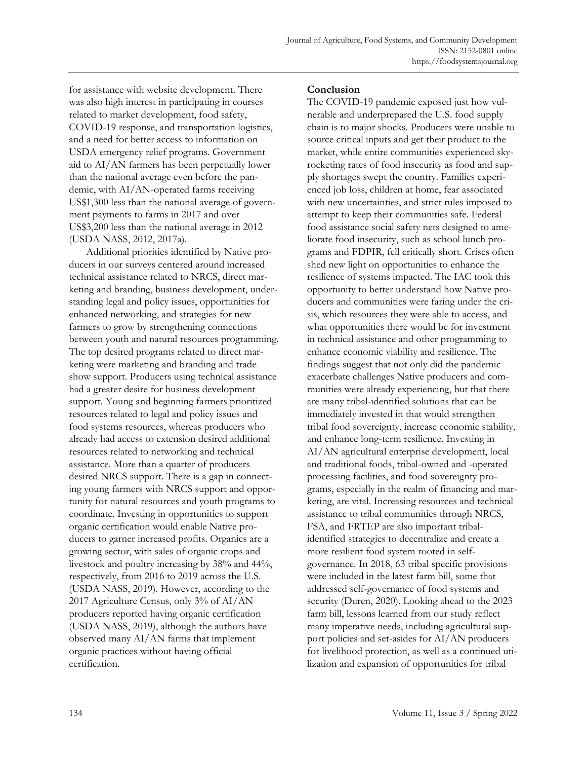for assistance with website development. There was also high interest in participating in courses related to market development, food safety, COVID-19 response, and transportation logistics, and a need for better access to information on USDA emergency relief programs. Government aid to AI/AN farmers has been perpetually lower than the national average even before the pandemic, with AI/AN-operated farms receiving US$1,300 less than the national average of government payments to farms in 2017 and over US$3,200 less than the national average in 2012 (USDA NASS, 2012, 2017a).

Additional priorities identified by Native producers in our surveys centered around increased technical assistance related to NRCS, direct marketing and branding, business development, understanding legal and policy issues, opportunities for enhanced networking, and strategies for new farmers to grow by strengthening connections between youth and natural resources programming. The top desired programs related to direct marketing were marketing and branding and trade show support. Producers using technical assistance had a greater desire for business development support. Young and beginning farmers prioritized resources related to legal and policy issues and food systems resources, whereas producers who already had access to extension desired additional resources related to networking and technical assistance. More than a quarter of producers desired NRCS support. There is a gap in connecting young farmers with NRCS support and opportunity for natural resources and youth programs to coordinate. Investing in opportunities to support organic certification would enable Native producers to garner increased profits. Organics are a growing sector, with sales of organic crops and livestock and poultry increasing by 38% and 44%, respectively, from 2016 to 2019 across the U.S. (USDA NASS, 2019). However, according to the 2017 Agriculture Census, only 3% of AI/AN producers reported having organic certification (USDA NASS, 2019), although the authors have observed many AI/AN farms that implement organic practices without having official certification.

## Conclusion

The COVID-19 pandemic exposed just how vulnerable and underprepared the U.S. food supply chain is to major shocks. Producers were unable to source critical inputs and get their product to the market, while entire communities experienced skyrocketing rates of food insecurity as food and supply shortages swept the country. Families experienced job loss, children at home, fear associated with new uncertainties, and strict rules imposed to attempt to keep their communities safe. Federal food assistance social safety nets designed to ameliorate food insecurity, such as school lunch programs and FDPIR, fell critically short. Crises often shed new light on opportunities to enhance the resilience of systems impacted. The IAC took this opportunity to better understand how Native producers and communities were faring under the crisis, which resources they were able to access, and what opportunities there would be for investment in technical assistance and other programming to enhance economic viability and resilience. The findings suggest that not only did the pandemic exacerbate challenges Native producers and communities were already experiencing, but that there are many tribal-identified solutions that can be immediately invested in that would strengthen tribal food sovereignty, increase economic stability, and enhance long-term resilience. Investing in AI/AN agricultural enterprise development, local and traditional foods, tribal-owned and -operated processing facilities, and food sovereignty programs, especially in the realm of financing and marketing, are vital. Increasing resources and technical assistance to tribal communities through NRCS, FSA, and FRTEP are also important tribal-identified strategies to decentralize and create a more resilient food system rooted in self-governance. In 2018, 63 tribal specific provisions were included in the latest farm bill, some that addressed self-governance of food systems and security (Duren, 2020). Looking ahead to the 2023 farm bill, lessons learned from our study reflect many imperative needs, including agricultural support policies and set-asides for AI/AN producers for livelihood protection, as well as a continued utilization and expansion of opportunities for tribal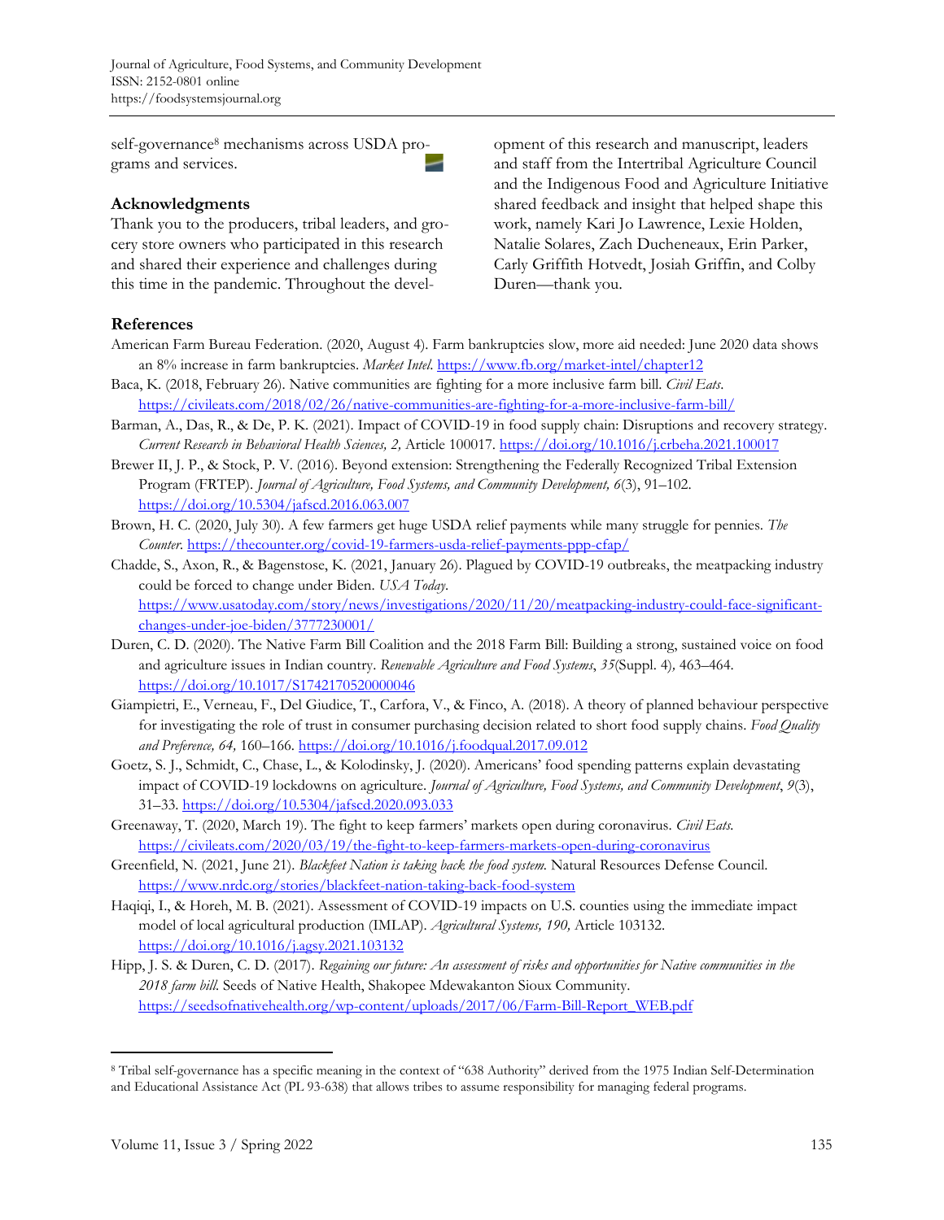self-governance[8] mechanisms across USDA programs and services.

## Acknowledgments

Thank you to the producers, tribal leaders, and grocery store owners who participated in this research and shared their experience and challenges during this time in the pandemic. Throughout the development of this research and manuscript, leaders and staff from the Intertribal Agriculture Council and the Indigenous Food and Agriculture Initiative shared feedback and insight that helped shape this work, namely Kari Jo Lawrence, Lexie Holden, Natalie Solares, Zach Ducheneaux, Erin Parker, Carly Griffith Hotvedt, Josiah Griffin, and Colby Duren—thank you.

## References

American Farm Bureau Federation. (2020, August 4). Farm bankruptcies slow, more aid needed: June 2020 data shows an 8% increase in farm bankruptcies. *Market Intel.* https://www.fb.org/market-intel/chapter12

Baca, K. (2018, February 26). Native communities are fighting for a more inclusive farm bill. *Civil Eats.* https://civileats.com/2018/02/26/native-communities-are-fighting-for-a-more-inclusive-farm-bill/

Barman, A., Das, R., & De, P. K. (2021). Impact of COVID-19 in food supply chain: Disruptions and recovery strategy. *Current Research in Behavioral Health Sciences, 2,* Article 100017. https://doi.org/10.1016/j.crbeha.2021.100017

Brewer II, J. P., & Stock, P. V. (2016). Beyond extension: Strengthening the Federally Recognized Tribal Extension Program (FRTEP). *Journal of Agriculture, Food Systems, and Community Development, 6*(3), 91–102. https://doi.org/10.5304/jafscd.2016.063.007

Brown, H. C. (2020, July 30). A few farmers get huge USDA relief payments while many struggle for pennies. *The Counter.* https://thecounter.org/covid-19-farmers-usda-relief-payments-ppp-cfap/

Chadde, S., Axon, R., & Bagenstose, K. (2021, January 26). Plagued by COVID-19 outbreaks, the meatpacking industry could be forced to change under Biden. *USA Today.* https://www.usatoday.com/story/news/investigations/2020/11/20/meatpacking-industry-could-face-significant-changes-under-joe-biden/3777230001/

Duren, C. D. (2020). The Native Farm Bill Coalition and the 2018 Farm Bill: Building a strong, sustained voice on food and agriculture issues in Indian country. *Renewable Agriculture and Food Systems*, *35*(Suppl. 4)*,* 463–464. https://doi.org/10.1017/S1742170520000046

Giampietri, E., Verneau, F., Del Giudice, T., Carfora, V., & Finco, A. (2018). A theory of planned behaviour perspective for investigating the role of trust in consumer purchasing decision related to short food supply chains. *Food Quality and Preference, 64,* 160–166. https://doi.org/10.1016/j.foodqual.2017.09.012

Goetz, S. J., Schmidt, C., Chase, L., & Kolodinsky, J. (2020). Americans' food spending patterns explain devastating impact of COVID-19 lockdowns on agriculture. *Journal of Agriculture, Food Systems, and Community Development*, *9*(3), 31–33. https://doi.org/10.5304/jafscd.2020.093.033

Greenaway, T. (2020, March 19). The fight to keep farmers' markets open during coronavirus. *Civil Eats.* https://civileats.com/2020/03/19/the-fight-to-keep-farmers-markets-open-during-coronavirus

Greenfield, N. (2021, June 21). *Blackfeet Nation is taking back the food system.* Natural Resources Defense Council. https://www.nrdc.org/stories/blackfeet-nation-taking-back-food-system

Haqiqi, I., & Horeh, M. B. (2021). Assessment of COVID-19 impacts on U.S. counties using the immediate impact model of local agricultural production (IMLAP). *Agricultural Systems, 190,* Article 103132. https://doi.org/10.1016/j.agsy.2021.103132

Hipp, J. S. & Duren, C. D. (2017). *Regaining our future: An assessment of risks and opportunities for Native communities in the 2018 farm bill.* Seeds of Native Health, Shakopee Mdewakanton Sioux Community. https://seedsofnativehealth.org/wp-content/uploads/2017/06/Farm-Bill-Report_WEB.pdf

[8] Tribal self-governance has a specific meaning in the context of "638 Authority" derived from the 1975 Indian Self-Determination and Educational Assistance Act (PL 93-638) that allows tribes to assume responsibility for managing federal programs.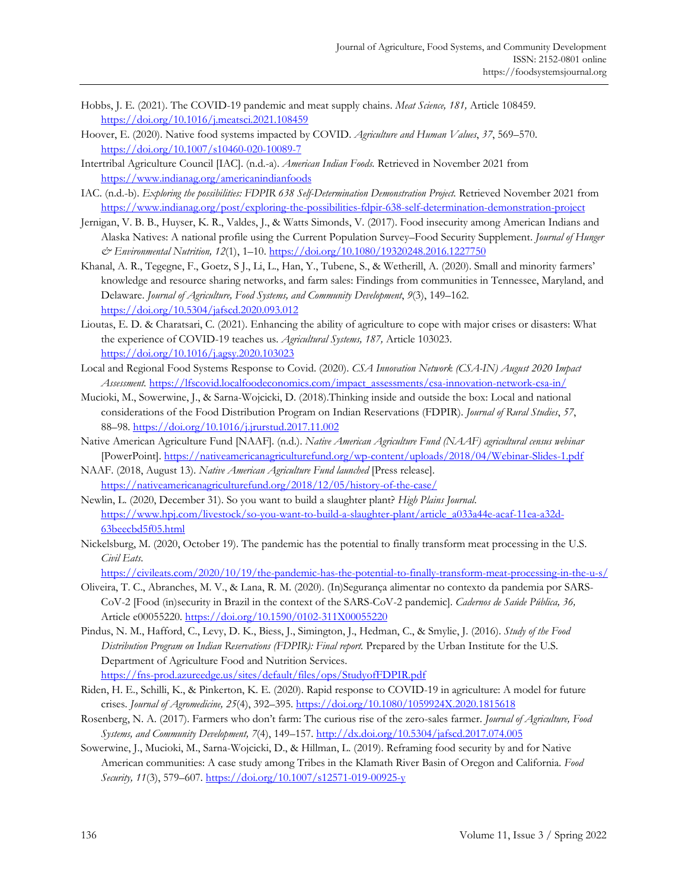Hobbs, J. E. (2021). The COVID-19 pandemic and meat supply chains. *Meat Science, 181,* Article 108459. https://doi.org/10.1016/j.meatsci.2021.108459

Hoover, E. (2020). Native food systems impacted by COVID. *Agriculture and Human Values*, *37*, 569–570. https://doi.org/10.1007/s10460-020-10089-7

Intertribal Agriculture Council [IAC]. (n.d.-a). *American Indian Foods.* Retrieved in November 2021 from https://www.indianag.org/americanindianfoods

IAC. (n.d.-b). *Exploring the possibilities: FDPIR 638 Self-Determination Demonstration Project.* Retrieved November 2021 from https://www.indianag.org/post/exploring-the-possibilities-fdpir-638-self-determination-demonstration-project

Jernigan, V. B. B., Huyser, K. R., Valdes, J., & Watts Simonds, V. (2017). Food insecurity among American Indians and Alaska Natives: A national profile using the Current Population Survey–Food Security Supplement. *Journal of Hunger & Environmental Nutrition, 12*(1), 1–10. https://doi.org/10.1080/19320248.2016.1227750

Khanal, A. R., Tegegne, F., Goetz, S J., Li, L., Han, Y., Tubene, S., & Wetherill, A. (2020). Small and minority farmers' knowledge and resource sharing networks, and farm sales: Findings from communities in Tennessee, Maryland, and Delaware. *Journal of Agriculture, Food Systems, and Community Development*, *9*(3), 149–162. https://doi.org/10.5304/jafscd.2020.093.012

Lioutas, E. D. & Charatsari, C. (2021). Enhancing the ability of agriculture to cope with major crises or disasters: What the experience of COVID-19 teaches us. *Agricultural Systems, 187,* Article 103023. https://doi.org/10.1016/j.agsy.2020.103023

Local and Regional Food Systems Response to Covid. (2020). *CSA Innovation Network (CSA-IN) August 2020 Impact Assessment.* https://lfscovid.localfoodeconomics.com/impact_assessments/csa-innovation-network-csa-in/

Mucioki, M., Sowerwine, J., & Sarna-Wojcicki, D. (2018).Thinking inside and outside the box: Local and national considerations of the Food Distribution Program on Indian Reservations (FDPIR). *Journal of Rural Studies*, *57*, 88–98. https://doi.org/10.1016/j.jrurstud.2017.11.002

Native American Agriculture Fund [NAAF]. (n.d.). *Native American Agriculture Fund (NAAF) agricultural census webinar* [PowerPoint]. https://nativeamericanagriculturefund.org/wp-content/uploads/2018/04/Webinar-Slides-1.pdf

NAAF. (2018, August 13). *Native American Agriculture Fund launched* [Press release]. https://nativeamericanagriculturefund.org/2018/12/05/history-of-the-case/

Newlin, L. (2020, December 31). So you want to build a slaughter plant? *High Plains Journal*. https://www.hpj.com/livestock/so-you-want-to-build-a-slaughter-plant/article_a033a44e-acaf-11ea-a32d-63beecbd5f05.html

Nickelsburg, M. (2020, October 19). The pandemic has the potential to finally transform meat processing in the U.S. *Civil Eats*. https://civileats.com/2020/10/19/the-pandemic-has-the-potential-to-finally-transform-meat-processing-in-the-u-s/

Oliveira, T. C., Abranches, M. V., & Lana, R. M. (2020). (In)Segurança alimentar no contexto da pandemia por SARS-CoV-2 [Food (in)security in Brazil in the context of the SARS-CoV-2 pandemic]. *Cadernos de Saúde Pública, 36,* Article e00055220. https://doi.org/10.1590/0102-311X00055220

Pindus, N. M., Hafford, C., Levy, D. K., Biess, J., Simington, J., Hedman, C., & Smylie, J. (2016). *Study of the Food Distribution Program on Indian Reservations (FDPIR): Final report.* Prepared by the Urban Institute for the U.S. Department of Agriculture Food and Nutrition Services. https://fns-prod.azureedge.us/sites/default/files/ops/StudyofFDPIR.pdf

Riden, H. E., Schilli, K., & Pinkerton, K. E. (2020). Rapid response to COVID-19 in agriculture: A model for future crises. *Journal of Agromedicine, 25*(4), 392–395. https://doi.org/10.1080/1059924X.2020.1815618

Rosenberg, N. A. (2017). Farmers who don't farm: The curious rise of the zero-sales farmer. *Journal of Agriculture, Food Systems, and Community Development, 7*(4), 149–157. http://dx.doi.org/10.5304/jafscd.2017.074.005

Sowerwine, J., Mucioki, M., Sarna-Wojcicki, D., & Hillman, L. (2019). Reframing food security by and for Native American communities: A case study among Tribes in the Klamath River Basin of Oregon and California. *Food Security, 11*(3), 579–607. https://doi.org/10.1007/s12571-019-00925-y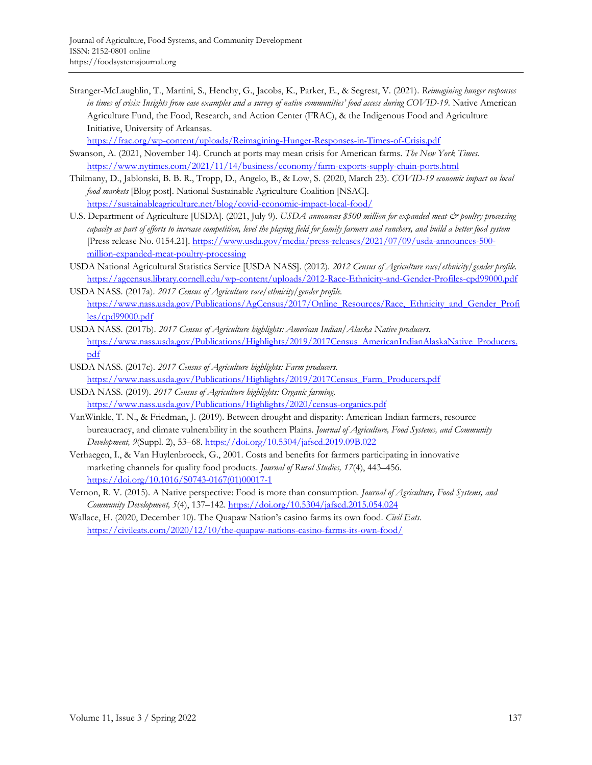Stranger-McLaughlin, T., Martini, S., Henchy, G., Jacobs, K., Parker, E., & Segrest, V. (2021). *Reimagining hunger responses in times of crisis: Insights from case examples and a survey of native communities' food access during COVID-19*. Native American Agriculture Fund, the Food, Research, and Action Center (FRAC), & the Indigenous Food and Agriculture Initiative, University of Arkansas. https://frac.org/wp-content/uploads/Reimagining-Hunger-Responses-in-Times-of-Crisis.pdf

Swanson, A. (2021, November 14). Crunch at ports may mean crisis for American farms. *The New York Times*. https://www.nytimes.com/2021/11/14/business/economy/farm-exports-supply-chain-ports.html

Thilmany, D., Jablonski, B. B. R., Tropp, D., Angelo, B., & Low, S. (2020, March 23). *COVID-19 economic impact on local food markets* [Blog post]. National Sustainable Agriculture Coalition [NSAC]. https://sustainableagriculture.net/blog/covid-economic-impact-local-food/

U.S. Department of Agriculture [USDA]. (2021, July 9). *USDA announces $500 million for expanded meat & poultry processing capacity as part of efforts to increase competition, level the playing field for family farmers and ranchers, and build a better food system* [Press release No. 0154.21]. https://www.usda.gov/media/press-releases/2021/07/09/usda-announces-500-million-expanded-meat-poultry-processing

USDA National Agricultural Statistics Service [USDA NASS]. (2012). *2012 Census of Agriculture race/ethnicity/gender profile*. https://agcensus.library.cornell.edu/wp-content/uploads/2012-Race-Ethnicity-and-Gender-Profiles-cpd99000.pdf

USDA NASS. (2017a). *2017 Census of Agriculture race/ethnicity/gender profile*. https://www.nass.usda.gov/Publications/AgCensus/2017/Online_Resources/Race,_Ethnicity_and_Gender_Profiles/cpd99000.pdf

USDA NASS. (2017b). *2017 Census of Agriculture highlights: American Indian/Alaska Native producers*. https://www.nass.usda.gov/Publications/Highlights/2019/2017Census_AmericanIndianAlaskaNative_Producers.pdf

USDA NASS. (2017c). *2017 Census of Agriculture highlights: Farm producers*. https://www.nass.usda.gov/Publications/Highlights/2019/2017Census_Farm_Producers.pdf

USDA NASS. (2019). *2017 Census of Agriculture highlights: Organic farming*. https://www.nass.usda.gov/Publications/Highlights/2020/census-organics.pdf

VanWinkle, T. N., & Friedman, J. (2019). Between drought and disparity: American Indian farmers, resource bureaucracy, and climate vulnerability in the southern Plains. *Journal of Agriculture, Food Systems, and Community Development, 9*(Suppl. 2), 53–68. https://doi.org/10.5304/jafscd.2019.09B.022

Verhaegen, I., & Van Huylenbroeck, G., 2001. Costs and benefits for farmers participating in innovative marketing channels for quality food products. *Journal of Rural Studies, 17*(4), 443–456. https://doi.org/10.1016/S0743-0167(01)00017-1

Vernon, R. V. (2015). A Native perspective: Food is more than consumption. *Journal of Agriculture, Food Systems, and Community Development, 5*(4), 137–142. https://doi.org/10.5304/jafscd.2015.054.024

Wallace, H. (2020, December 10). The Quapaw Nation's casino farms its own food. *Civil Eats*. https://civileats.com/2020/12/10/the-quapaw-nations-casino-farms-its-own-food/